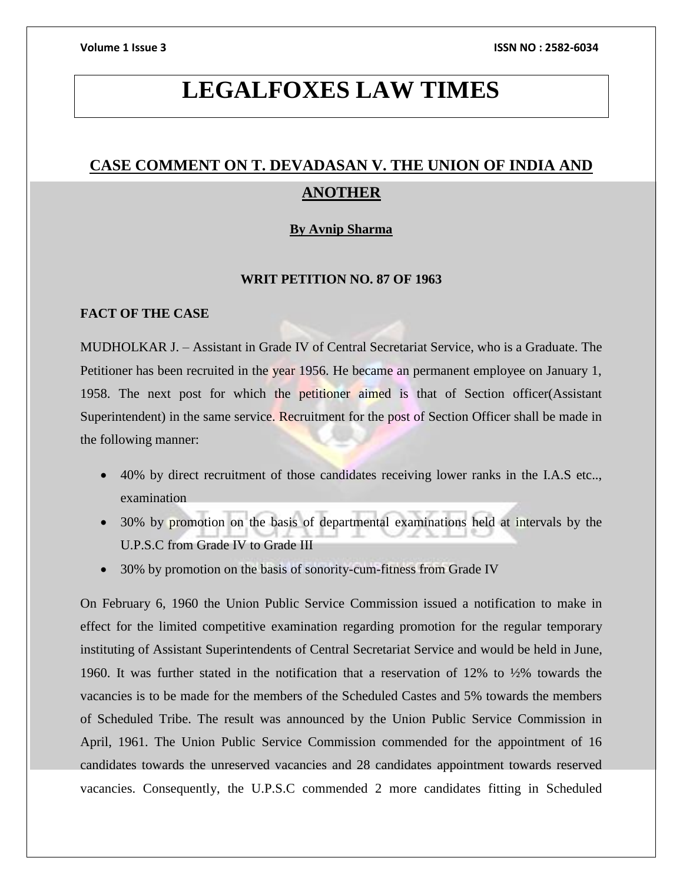# LEGALFOXES LAW TIMES

## CASE COMMENT ON T. DEVADASAN V. THE UNION OF INDIA AND ANOTHER

**By Avnip Sharma**

**WRIT PETITION NO. 87 OF 1963**

**FACT OF THE CASE**

MUDHOLKAR J. – Assistant in Grade IV of Central Secretariat Service, who is a Graduate. The Petitioner has been recruited in the year 1956. He became an permanent employee on January 1, 1958. The next post for which the petitioner aimed is that of Section officer(Assistant Superintendent) in the same service. Recruitment for the post of Section Officer shall be made in the following manner:

- 40% by direct recruitment of those candidates receiving lower ranks in the I.A.S etc.., examination
- 30% by promotion on the basis of departmental examinations held at intervals by the U.P.S.C from Grade IV to Grade III
- 30% by promotion on the basis of sonority-cum-fitness from Grade IV

On February 6, 1960 the Union Public Service Commission issued a notification to make in effect for the limited competitive examination regarding promotion for the regular temporary instituting of Assistant Superintendents of Central Secretariat Service and would be held in June, 1960. It was further stated in the notification that a reservation of 12% to ½% towards the vacancies is to be made for the members of the Scheduled Castes and 5% towards the members of Scheduled Tribe. The result was announced by the Union Public Service Commission in April, 1961. The Union Public Service Commission commended for the appointment of 16 candidates towards the unreserved vacancies and 28 candidates appointment towards reserved vacancies. Consequently, the U.P.S.C commended 2 more candidates fitting in Scheduled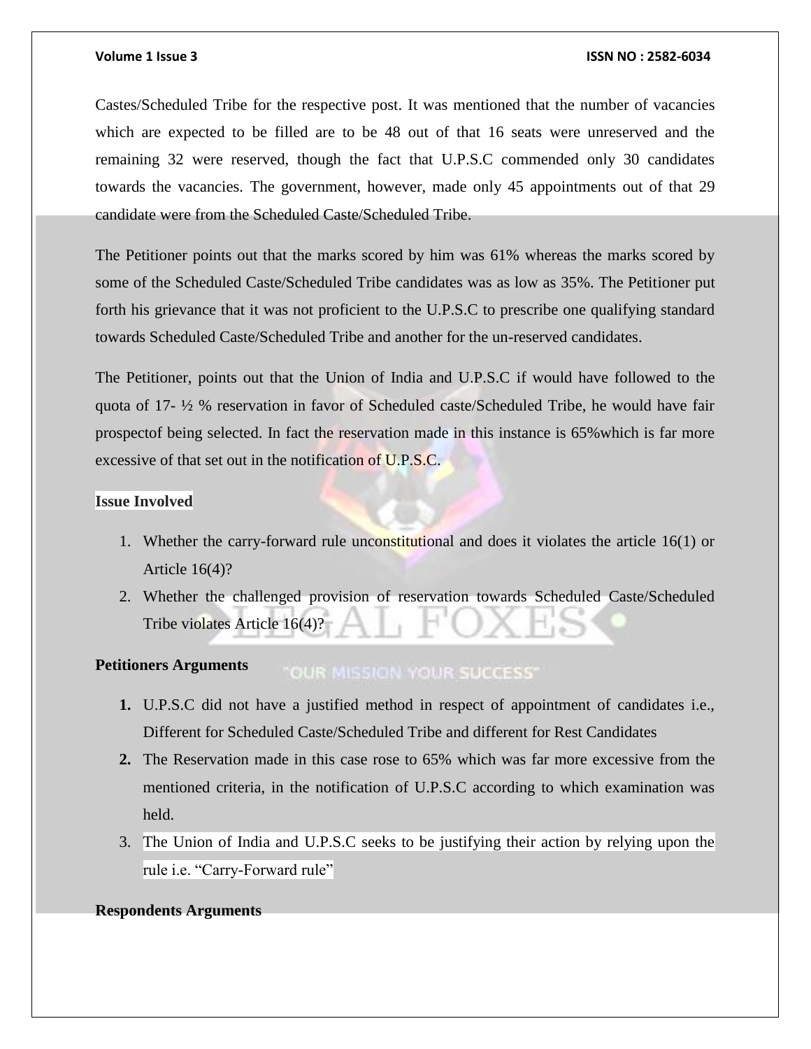Castes/Scheduled Tribe for the respective post. It was mentioned that the number of vacancies which are expected to be filled are to be 48 out of that 16 seats were unreserved and the remaining 32 were reserved, though the fact that U.P.S.C commended only 30 candidates towards the vacancies. The government, however, made only 45 appointments out of that 29 candidate were from the Scheduled Caste/Scheduled Tribe.

The Petitioner points out that the marks scored by him was 61% whereas the marks scored by some of the Scheduled Caste/Scheduled Tribe candidates was as low as 35%. The Petitioner put forth his grievance that it was not proficient to the U.P.S.C to prescribe one qualifying standard towards Scheduled Caste/Scheduled Tribe and another for the un-reserved candidates.

The Petitioner, points out that the Union of India and U.P.S.C if would have followed to the quota of 17- ½ % reservation in favor of Scheduled caste/Scheduled Tribe, he would have fair prospectof being selected. In fact the reservation made in this instance is 65%which is far more excessive of that set out in the notification of U.P.S.C.

**Issue Involved**

1. Whether the carry-forward rule unconstitutional and does it violates the article 16(1) or Article 16(4)?
2. Whether the challenged provision of reservation towards Scheduled Caste/Scheduled Tribe violates Article 16(4)?

**Petitioners Arguments**

1. U.P.S.C did not have a justified method in respect of appointment of candidates i.e., Different for Scheduled Caste/Scheduled Tribe and different for Rest Candidates
2. The Reservation made in this case rose to 65% which was far more excessive from the mentioned criteria, in the notification of U.P.S.C according to which examination was held.
3. The Union of India and U.P.S.C seeks to be justifying their action by relying upon the rule i.e. "Carry-Forward rule"

**Respondents Arguments**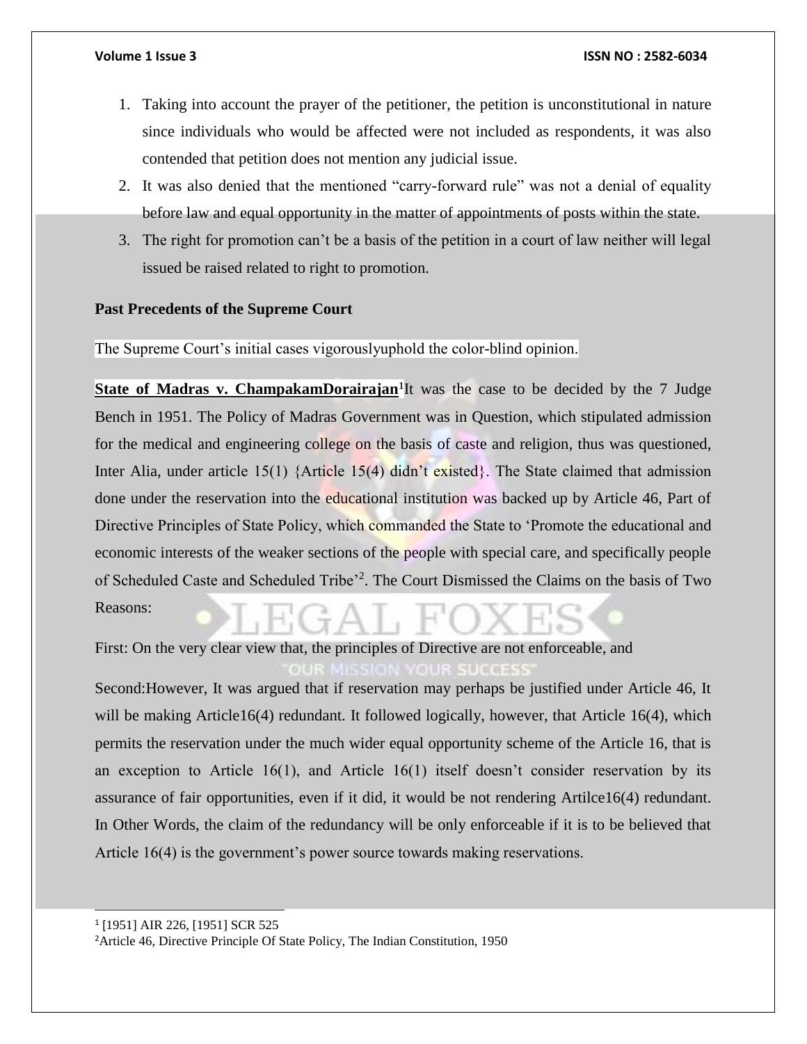1. Taking into account the prayer of the petitioner, the petition is unconstitutional in nature since individuals who would be affected were not included as respondents, it was also contended that petition does not mention any judicial issue.
2. It was also denied that the mentioned "carry-forward rule" was not a denial of equality before law and equal opportunity in the matter of appointments of posts within the state.
3. The right for promotion can't be a basis of the petition in a court of law neither will legal issued be raised related to right to promotion.

**Past Precedents of the Supreme Court**

The Supreme Court's initial cases vigorouslyuphold the color-blind opinion.

**State of Madras v. ChampakamDorairajan**[1]It was the case to be decided by the 7 Judge Bench in 1951. The Policy of Madras Government was in Question, which stipulated admission for the medical and engineering college on the basis of caste and religion, thus was questioned, Inter Alia, under article 15(1) {Article 15(4) didn't existed}. The State claimed that admission done under the reservation into the educational institution was backed up by Article 46, Part of Directive Principles of State Policy, which commanded the State to 'Promote the educational and economic interests of the weaker sections of the people with special care, and specifically people of Scheduled Caste and Scheduled Tribe'[2]. The Court Dismissed the Claims on the basis of Two Reasons:

First: On the very clear view that, the principles of Directive are not enforceable, and

Second:However, It was argued that if reservation may perhaps be justified under Article 46, It will be making Article16(4) redundant. It followed logically, however, that Article 16(4), which permits the reservation under the much wider equal opportunity scheme of the Article 16, that is an exception to Article 16(1), and Article 16(1) itself doesn't consider reservation by its assurance of fair opportunities, even if it did, it would be not rendering Artilce16(4) redundant. In Other Words, the claim of the redundancy will be only enforceable if it is to be believed that Article 16(4) is the government's power source towards making reservations.

---

[1] [1951] AIR 226, [1951] SCR 525

[2] Article 46, Directive Principle Of State Policy, The Indian Constitution, 1950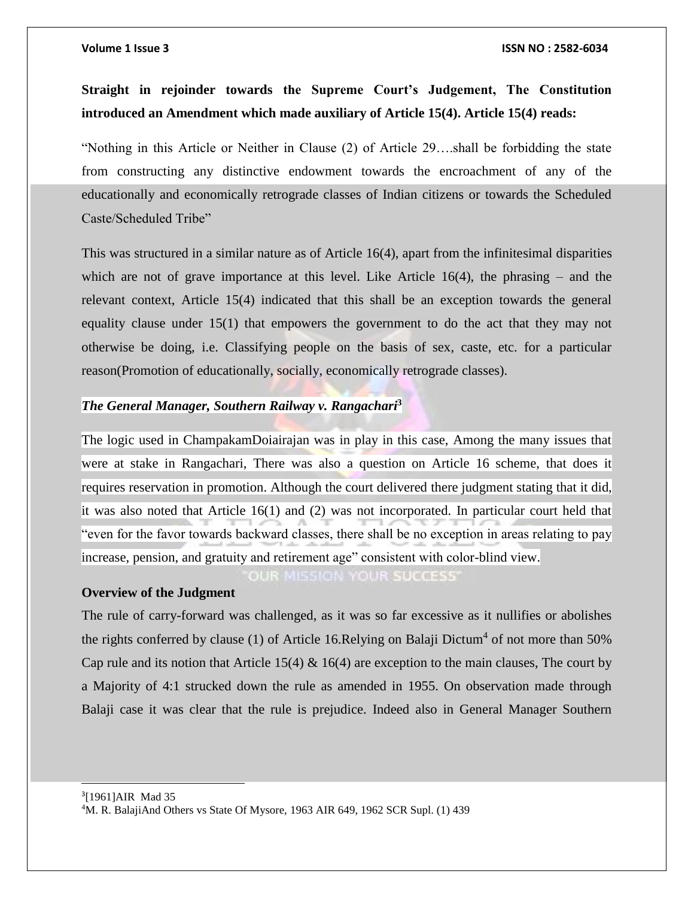**Straight in rejoinder towards the Supreme Court's Judgement, The Constitution introduced an Amendment which made auxiliary of Article 15(4). Article 15(4) reads:**

"Nothing in this Article or Neither in Clause (2) of Article 29….shall be forbidding the state from constructing any distinctive endowment towards the encroachment of any of the educationally and economically retrograde classes of Indian citizens or towards the Scheduled Caste/Scheduled Tribe"

This was structured in a similar nature as of Article 16(4), apart from the infinitesimal disparities which are not of grave importance at this level. Like Article 16(4), the phrasing – and the relevant context, Article 15(4) indicated that this shall be an exception towards the general equality clause under 15(1) that empowers the government to do the act that they may not otherwise be doing, i.e. Classifying people on the basis of sex, caste, etc. for a particular reason(Promotion of educationally, socially, economically retrograde classes).

***The General Manager, Southern Railway v. Rangachari*[3]**

The logic used in ChampakamDoiairajan was in play in this case, Among the many issues that were at stake in Rangachari, There was also a question on Article 16 scheme, that does it requires reservation in promotion. Although the court delivered there judgment stating that it did, it was also noted that Article 16(1) and (2) was not incorporated. In particular court held that "even for the favor towards backward classes, there shall be no exception in areas relating to pay increase, pension, and gratuity and retirement age" consistent with color-blind view.

**Overview of the Judgment**

The rule of carry-forward was challenged, as it was so far excessive as it nullifies or abolishes the rights conferred by clause (1) of Article 16.Relying on Balaji Dictum[4] of not more than 50% Cap rule and its notion that Article 15(4) & 16(4) are exception to the main clauses, The court by a Majority of 4:1 strucked down the rule as amended in 1955. On observation made through Balaji case it was clear that the rule is prejudice. Indeed also in General Manager Southern

---

[3][1961]AIR Mad 35

[4]M. R. BalajiAnd Others vs State Of Mysore, 1963 AIR 649, 1962 SCR Supl. (1) 439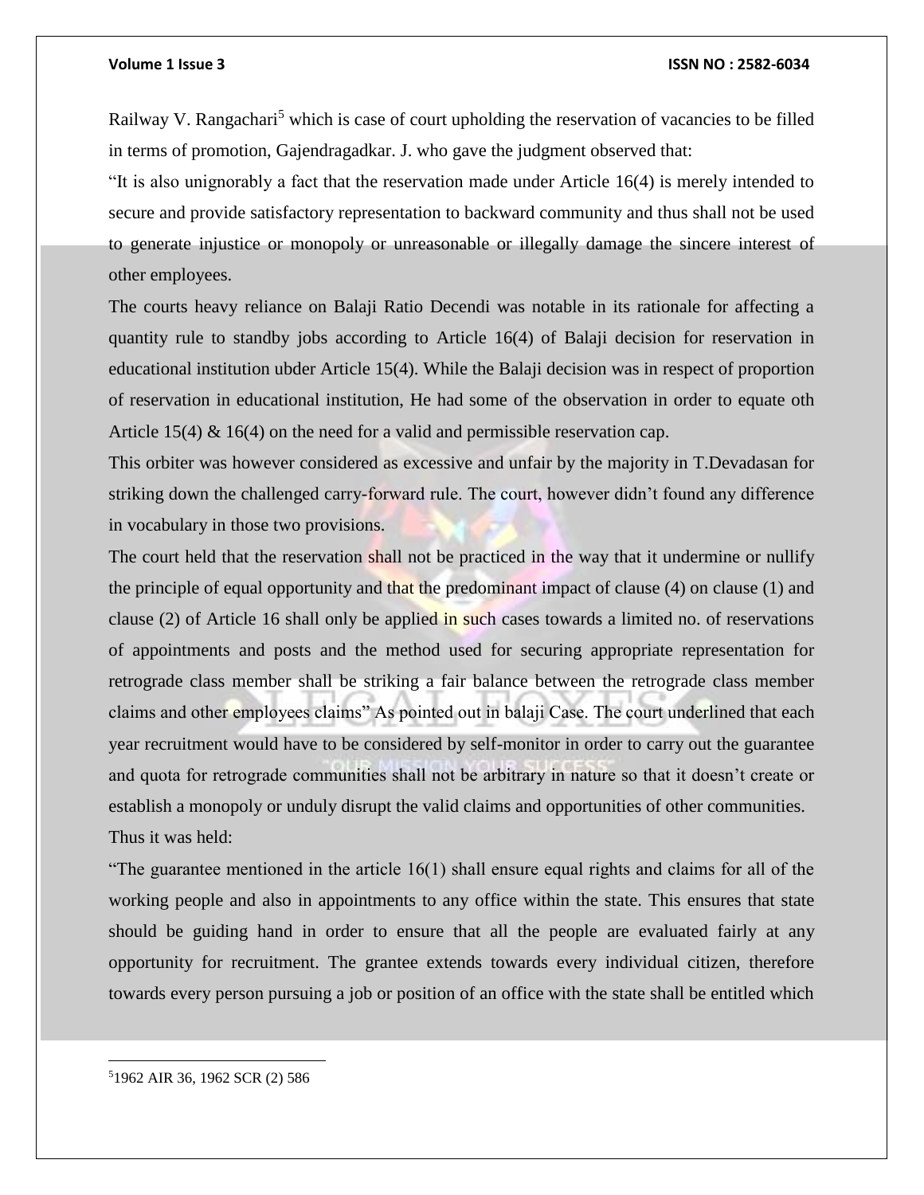Railway V. Rangachari[5] which is case of court upholding the reservation of vacancies to be filled in terms of promotion, Gajendragadkar. J. who gave the judgment observed that:

"It is also unignorably a fact that the reservation made under Article 16(4) is merely intended to secure and provide satisfactory representation to backward community and thus shall not be used to generate injustice or monopoly or unreasonable or illegally damage the sincere interest of other employees.

The courts heavy reliance on Balaji Ratio Decendi was notable in its rationale for affecting a quantity rule to standby jobs according to Article 16(4) of Balaji decision for reservation in educational institution ubder Article 15(4). While the Balaji decision was in respect of proportion of reservation in educational institution, He had some of the observation in order to equate oth Article 15(4) & 16(4) on the need for a valid and permissible reservation cap.

This orbiter was however considered as excessive and unfair by the majority in T.Devadasan for striking down the challenged carry-forward rule. The court, however didn't found any difference in vocabulary in those two provisions.

The court held that the reservation shall not be practiced in the way that it undermine or nullify the principle of equal opportunity and that the predominant impact of clause (4) on clause (1) and clause (2) of Article 16 shall only be applied in such cases towards a limited no. of reservations of appointments and posts and the method used for securing appropriate representation for retrograde class member shall be striking a fair balance between the retrograde class member claims and other employees claims" As pointed out in balaji Case. The court underlined that each year recruitment would have to be considered by self-monitor in order to carry out the guarantee and quota for retrograde communities shall not be arbitrary in nature so that it doesn't create or establish a monopoly or unduly disrupt the valid claims and opportunities of other communities.

Thus it was held:

"The guarantee mentioned in the article 16(1) shall ensure equal rights and claims for all of the working people and also in appointments to any office within the state. This ensures that state should be guiding hand in order to ensure that all the people are evaluated fairly at any opportunity for recruitment. The grantee extends towards every individual citizen, therefore towards every person pursuing a job or position of an office with the state shall be entitled which

[5] 1962 AIR 36, 1962 SCR (2) 586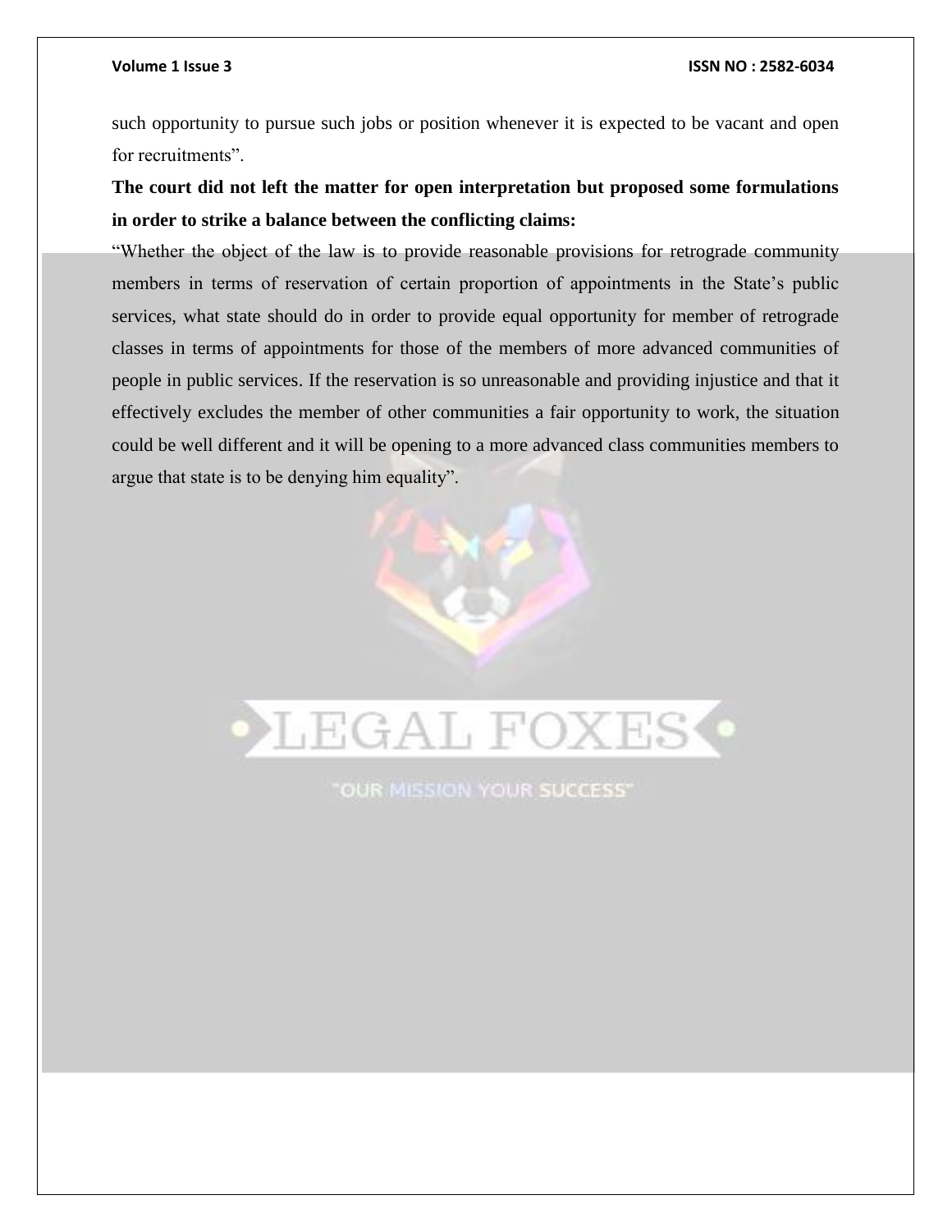such opportunity to pursue such jobs or position whenever it is expected to be vacant and open for recruitments".

**The court did not left the matter for open interpretation but proposed some formulations in order to strike a balance between the conflicting claims:**

"Whether the object of the law is to provide reasonable provisions for retrograde community members in terms of reservation of certain proportion of appointments in the State's public services, what state should do in order to provide equal opportunity for member of retrograde classes in terms of appointments for those of the members of more advanced communities of people in public services. If the reservation is so unreasonable and providing injustice and that it effectively excludes the member of other communities a fair opportunity to work, the situation could be well different and it will be opening to a more advanced class communities members to argue that state is to be denying him equality".